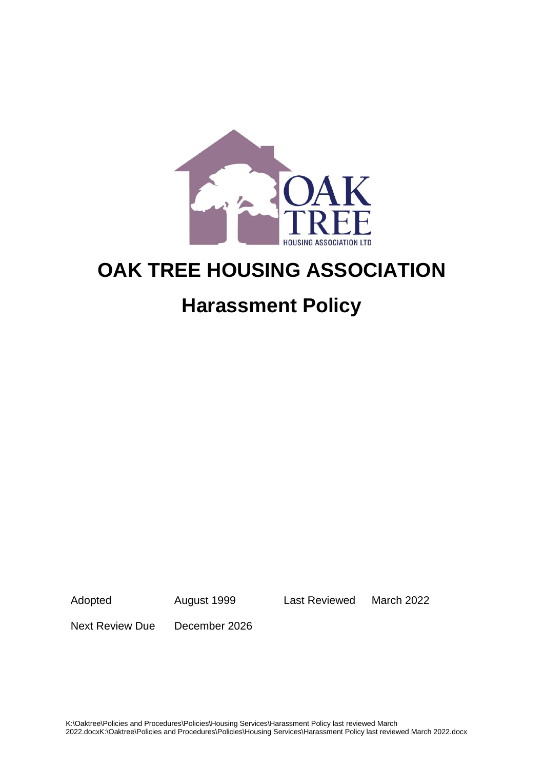# OAK TREE HOUSING ASSOCIATION

## Harassment Policy

| Adopted | August 1999 | Last Reviewed | March 2022 |
|---|---|---|---|
| Next Review Due | December 2026 | | |

K:\Oaktree\Policies and Procedures\Policies\Housing Services\Harassment Policy last reviewed March 2022.docxK:\Oaktree\Policies and Procedures\Policies\Housing Services\Harassment Policy last reviewed March 2022.docx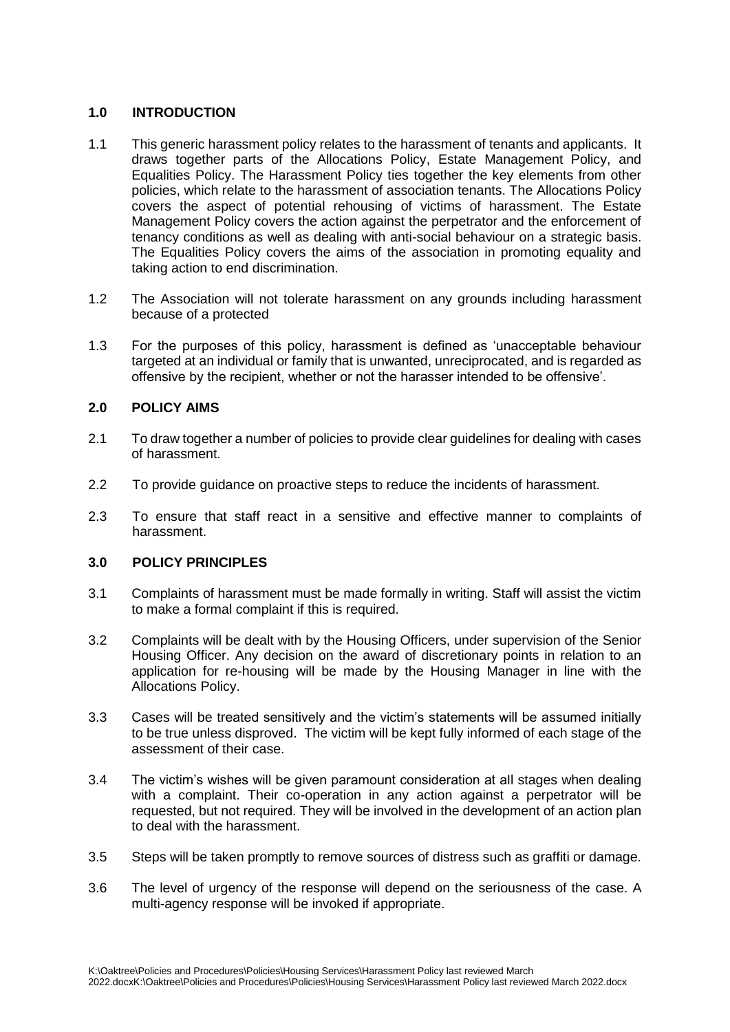## 1.0 INTRODUCTION

1.1 This generic harassment policy relates to the harassment of tenants and applicants. It draws together parts of the Allocations Policy, Estate Management Policy, and Equalities Policy. The Harassment Policy ties together the key elements from other policies, which relate to the harassment of association tenants. The Allocations Policy covers the aspect of potential rehousing of victims of harassment. The Estate Management Policy covers the action against the perpetrator and the enforcement of tenancy conditions as well as dealing with anti-social behaviour on a strategic basis. The Equalities Policy covers the aims of the association in promoting equality and taking action to end discrimination.

1.2 The Association will not tolerate harassment on any grounds including harassment because of a protected

1.3 For the purposes of this policy, harassment is defined as 'unacceptable behaviour targeted at an individual or family that is unwanted, unreciprocated, and is regarded as offensive by the recipient, whether or not the harasser intended to be offensive'.

## 2.0 POLICY AIMS

2.1 To draw together a number of policies to provide clear guidelines for dealing with cases of harassment.

2.2 To provide guidance on proactive steps to reduce the incidents of harassment.

2.3 To ensure that staff react in a sensitive and effective manner to complaints of harassment.

## 3.0 POLICY PRINCIPLES

3.1 Complaints of harassment must be made formally in writing. Staff will assist the victim to make a formal complaint if this is required.

3.2 Complaints will be dealt with by the Housing Officers, under supervision of the Senior Housing Officer. Any decision on the award of discretionary points in relation to an application for re-housing will be made by the Housing Manager in line with the Allocations Policy.

3.3 Cases will be treated sensitively and the victim's statements will be assumed initially to be true unless disproved. The victim will be kept fully informed of each stage of the assessment of their case.

3.4 The victim's wishes will be given paramount consideration at all stages when dealing with a complaint. Their co-operation in any action against a perpetrator will be requested, but not required. They will be involved in the development of an action plan to deal with the harassment.

3.5 Steps will be taken promptly to remove sources of distress such as graffiti or damage.

3.6 The level of urgency of the response will depend on the seriousness of the case. A multi-agency response will be invoked if appropriate.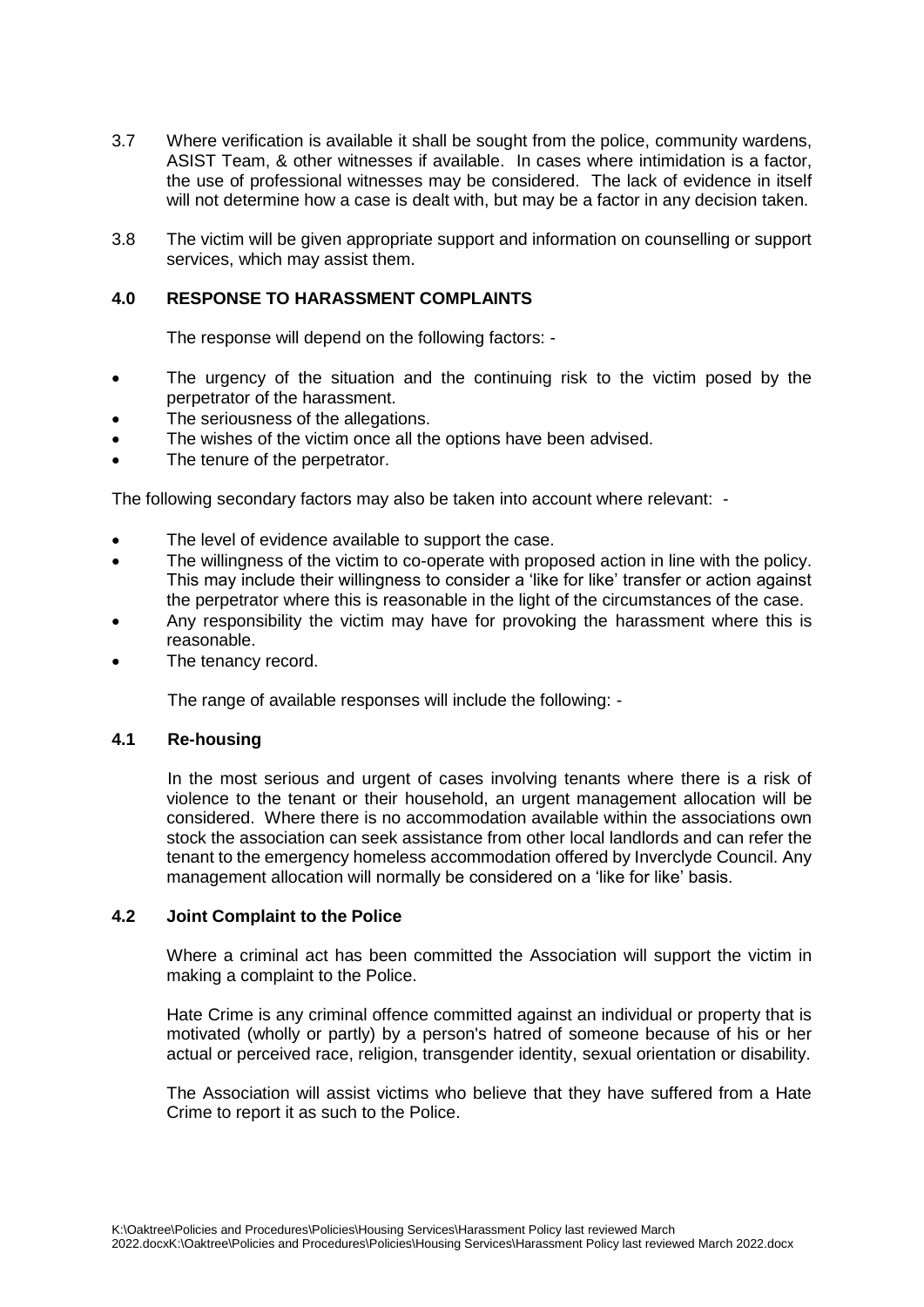3.7 Where verification is available it shall be sought from the police, community wardens, ASIST Team, & other witnesses if available. In cases where intimidation is a factor, the use of professional witnesses may be considered. The lack of evidence in itself will not determine how a case is dealt with, but may be a factor in any decision taken.

3.8 The victim will be given appropriate support and information on counselling or support services, which may assist them.

## 4.0 RESPONSE TO HARASSMENT COMPLAINTS

The response will depend on the following factors: -

- The urgency of the situation and the continuing risk to the victim posed by the perpetrator of the harassment.
- The seriousness of the allegations.
- The wishes of the victim once all the options have been advised.
- The tenure of the perpetrator.

The following secondary factors may also be taken into account where relevant: -

- The level of evidence available to support the case.
- The willingness of the victim to co-operate with proposed action in line with the policy. This may include their willingness to consider a 'like for like' transfer or action against the perpetrator where this is reasonable in the light of the circumstances of the case.
- Any responsibility the victim may have for provoking the harassment where this is reasonable.
- The tenancy record.

The range of available responses will include the following: -

### 4.1 Re-housing

In the most serious and urgent of cases involving tenants where there is a risk of violence to the tenant or their household, an urgent management allocation will be considered. Where there is no accommodation available within the associations own stock the association can seek assistance from other local landlords and can refer the tenant to the emergency homeless accommodation offered by Inverclyde Council. Any management allocation will normally be considered on a 'like for like' basis.

### 4.2 Joint Complaint to the Police

Where a criminal act has been committed the Association will support the victim in making a complaint to the Police.

Hate Crime is any criminal offence committed against an individual or property that is motivated (wholly or partly) by a person's hatred of someone because of his or her actual or perceived race, religion, transgender identity, sexual orientation or disability.

The Association will assist victims who believe that they have suffered from a Hate Crime to report it as such to the Police.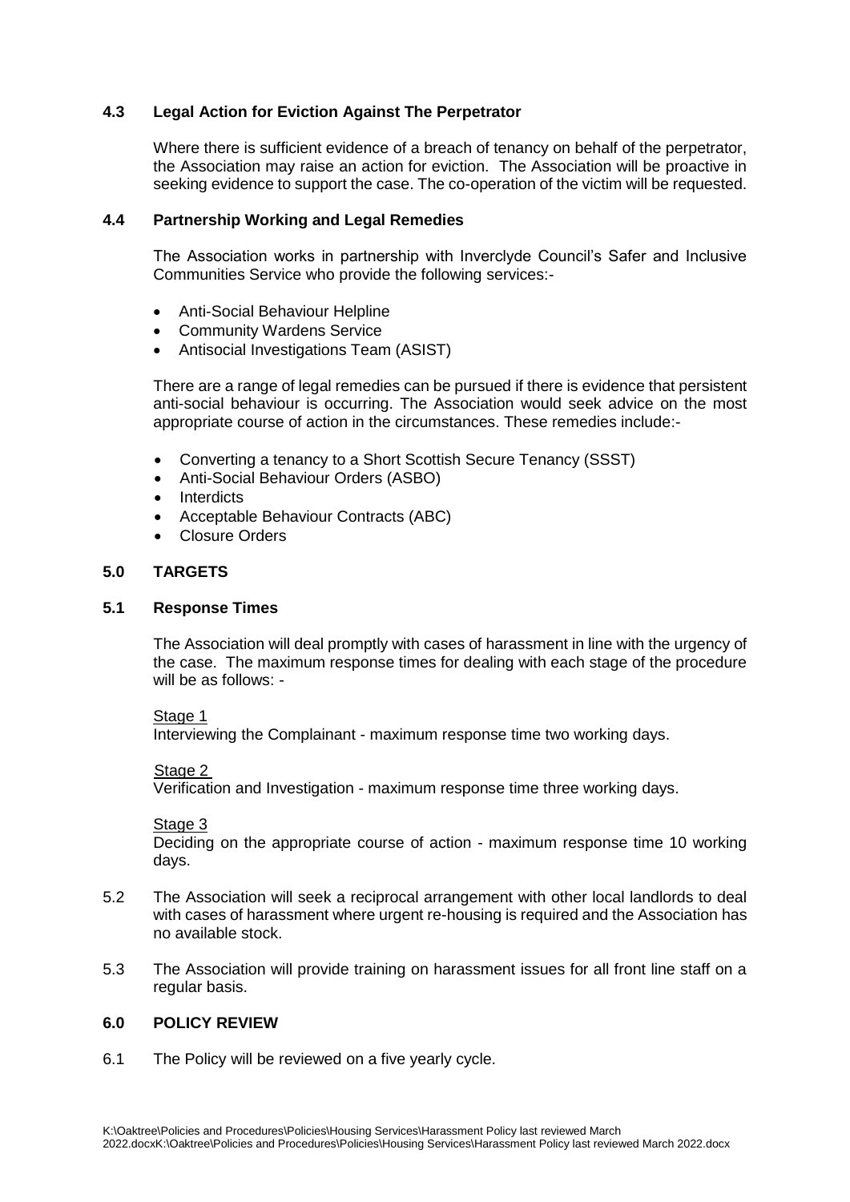### 4.3 Legal Action for Eviction Against The Perpetrator

Where there is sufficient evidence of a breach of tenancy on behalf of the perpetrator, the Association may raise an action for eviction. The Association will be proactive in seeking evidence to support the case. The co-operation of the victim will be requested.

### 4.4 Partnership Working and Legal Remedies

The Association works in partnership with Inverclyde Council's Safer and Inclusive Communities Service who provide the following services:-

- Anti-Social Behaviour Helpline
- Community Wardens Service
- Antisocial Investigations Team (ASIST)

There are a range of legal remedies can be pursued if there is evidence that persistent anti-social behaviour is occurring. The Association would seek advice on the most appropriate course of action in the circumstances. These remedies include:-

- Converting a tenancy to a Short Scottish Secure Tenancy (SSST)
- Anti-Social Behaviour Orders (ASBO)
- Interdicts
- Acceptable Behaviour Contracts (ABC)
- Closure Orders

## 5.0 TARGETS

### 5.1 Response Times

The Association will deal promptly with cases of harassment in line with the urgency of the case. The maximum response times for dealing with each stage of the procedure will be as follows: -

Stage 1
Interviewing the Complainant - maximum response time two working days.

Stage 2
Verification and Investigation - maximum response time three working days.

Stage 3
Deciding on the appropriate course of action - maximum response time 10 working days.

5.2 The Association will seek a reciprocal arrangement with other local landlords to deal with cases of harassment where urgent re-housing is required and the Association has no available stock.

5.3 The Association will provide training on harassment issues for all front line staff on a regular basis.

## 6.0 POLICY REVIEW

6.1 The Policy will be reviewed on a five yearly cycle.